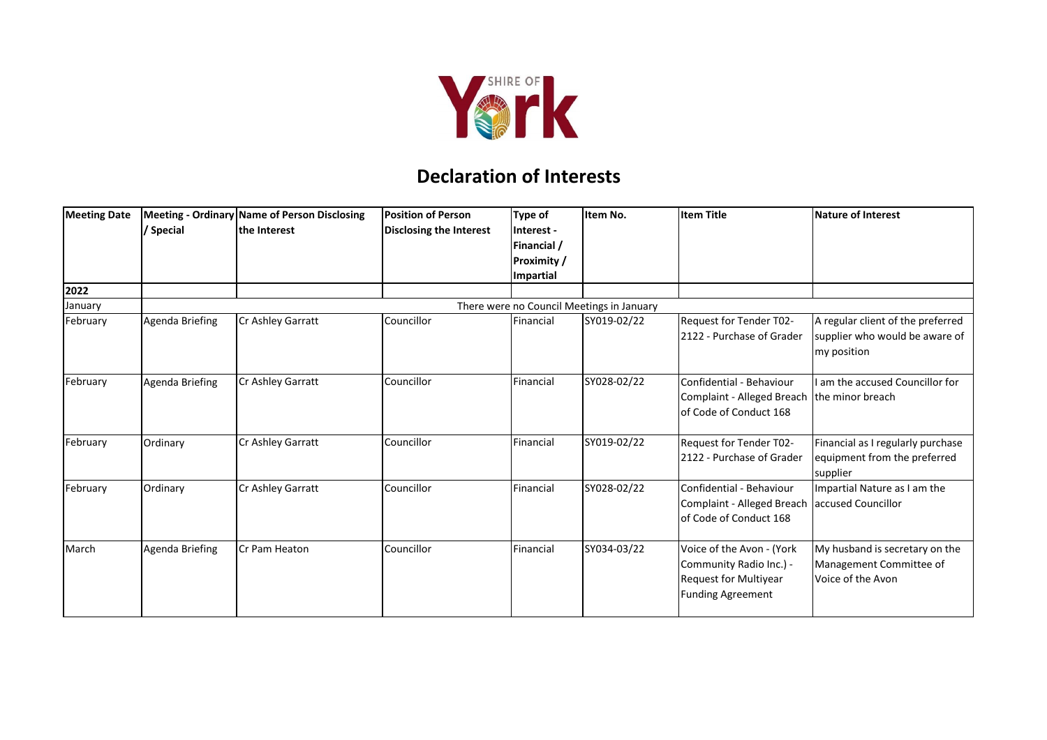# Declaration of Interests

| Meeting Date | Meeting - Ordinary / Special | Name of Person Disclosing the Interest | Position of Person Disclosing the Interest | Type of Interest - Financial / Proximity / Impartial | Item No. | Item Title | Nature of Interest |
|---|---|---|---|---|---|---|---|
| **2022** | | | | | | | |
| January | There were no Council Meetings in January | | | | | | |
| February | Agenda Briefing | Cr Ashley Garratt | Councillor | Financial | SY019-02/22 | Request for Tender T02-2122 - Purchase of Grader | A regular client of the preferred supplier who would be aware of my position |
| February | Agenda Briefing | Cr Ashley Garratt | Councillor | Financial | SY028-02/22 | Confidential - Behaviour Complaint - Alleged Breach of Code of Conduct 168 | I am the accused Councillor for the minor breach |
| February | Ordinary | Cr Ashley Garratt | Councillor | Financial | SY019-02/22 | Request for Tender T02-2122 - Purchase of Grader | Financial as I regularly purchase equipment from the preferred supplier |
| February | Ordinary | Cr Ashley Garratt | Councillor | Financial | SY028-02/22 | Confidential - Behaviour Complaint - Alleged Breach of Code of Conduct 168 | Impartial Nature as I am the accused Councillor |
| March | Agenda Briefing | Cr Pam Heaton | Councillor | Financial | SY034-03/22 | Voice of the Avon - (York Community Radio Inc.) - Request for Multiyear Funding Agreement | My husband is secretary on the Management Committee of Voice of the Avon |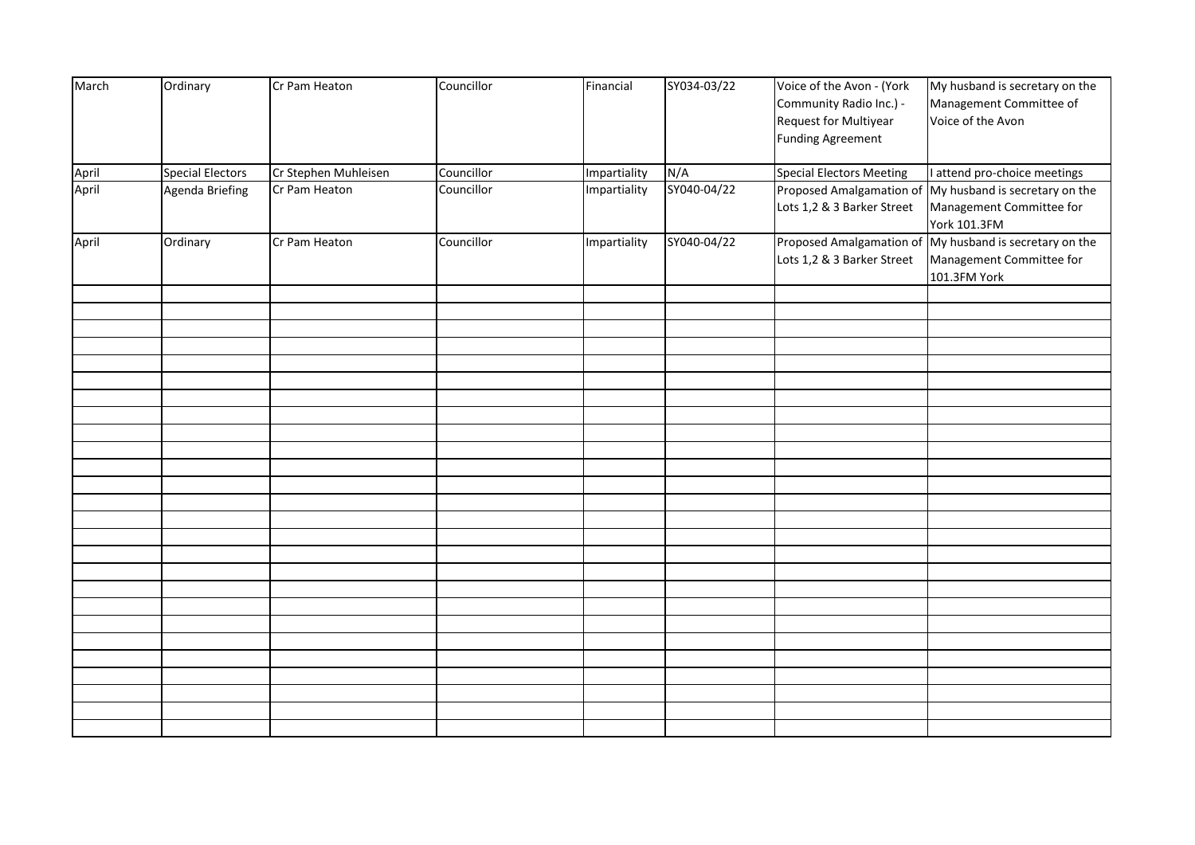| | | | | | | | |
|---|---|---|---|---|---|---|---|
| March | Ordinary | Cr Pam Heaton | Councillor | Financial | SY034-03/22 | Voice of the Avon - (York Community Radio Inc.) - Request for Multiyear Funding Agreement | My husband is secretary on the Management Committee of Voice of the Avon |
| April | Special Electors | Cr Stephen Muhleisen | Councillor | Impartiality | N/A | Special Electors Meeting | I attend pro-choice meetings |
| April | Agenda Briefing | Cr Pam Heaton | Councillor | Impartiality | SY040-04/22 | Proposed Amalgamation of Lots 1,2 & 3 Barker Street | My husband is secretary on the Management Committee for York 101.3FM |
| April | Ordinary | Cr Pam Heaton | Councillor | Impartiality | SY040-04/22 | Proposed Amalgamation of Lots 1,2 & 3 Barker Street | My husband is secretary on the Management Committee for 101.3FM York |